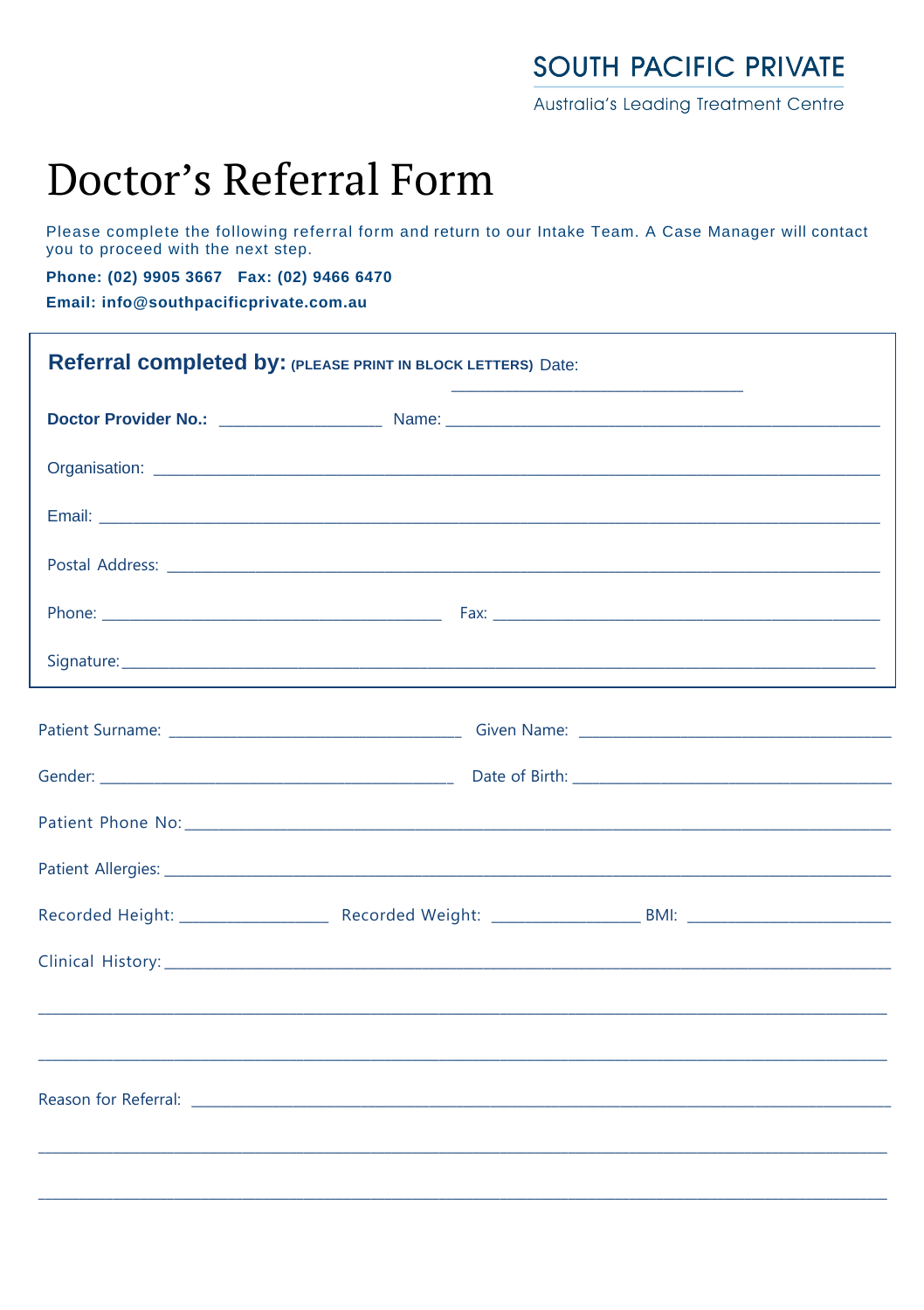SOUTH PACIFIC PRIVATE

Australia's Leading Treatment Centre

# Doctor's Referral Form

Please complete the following referral form and return to our Intake Team. A Case Manager will contact you to proceed with the next step.

**Phone: (02) 9905 3667   Fax: (02) 9466 6470**

**Email: info@southpacificprivate.com.au**

## Referral completed by: (PLEASE PRINT IN BLOCK LETTERS) Date: ______________________________

**Doctor Provider No.:** _________________ Name: _______________________________________________

Organisation: ______________________________________________________________________________

Email: ____________________________________________________________________________________

Postal Address: ____________________________________________________________________________

Phone: ______________________________________ Fax: __________________________________________

Signature: _________________________________________________________________________________

Patient Surname: __________________________________ Given Name: ___________________________________

Gender: ___________________________________________ Date of Birth: __________________________________

Patient Phone No: ___________________________________________________________________________

Patient Allergies: ____________________________________________________________________________

Recorded Height: _________________ Recorded Weight: _________________ BMI: ________________________

Clinical History: _____________________________________________________________________________

_____________________________________________________________________________________________

_____________________________________________________________________________________________

Reason for Referral: __________________________________________________________________________

_____________________________________________________________________________________________

_____________________________________________________________________________________________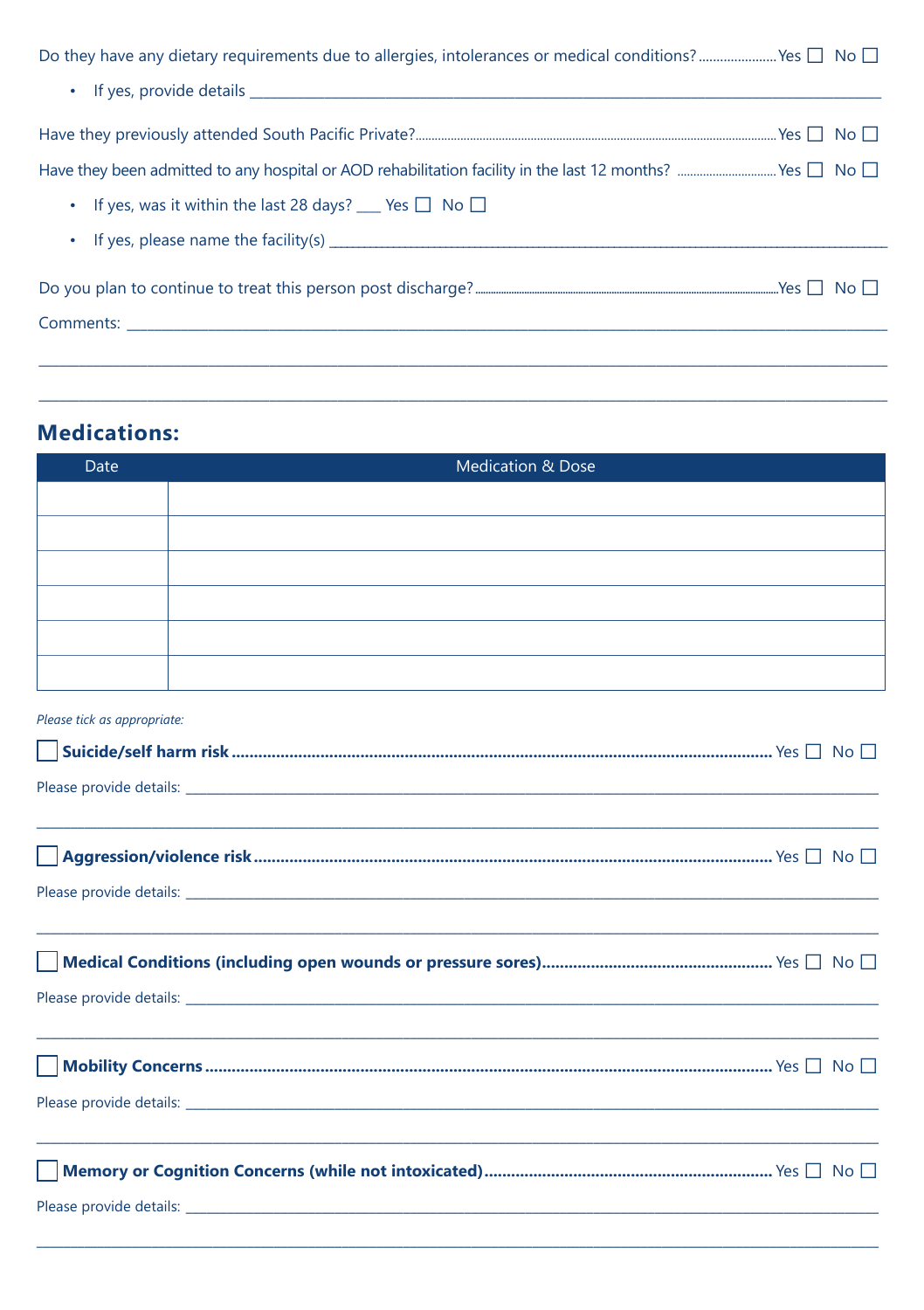Do they have any dietary requirements due to allergies, intolerances or medical conditions? ...................... Yes ☐ No ☐

- If yes, provide details ______________________________________________________________

Have they previously attended South Pacific Private? ...................................................................... Yes ☐ No ☐

Have they been admitted to any hospital or AOD rehabilitation facility in the last 12 months? .............................. Yes ☐ No ☐

- If yes, was it within the last 28 days? ___ Yes ☐ No ☐
- If yes, please name the facility(s) ______________________________________________________________

Do you plan to continue to treat this person post discharge? ...................................................................... Yes ☐ No ☐

Comments: ______________________________________________________________

______________________________________________________________

______________________________________________________________

## Medications:

| Date | Medication & Dose |
|---|---|
| | |
| | |
| | |
| | |
| | |
| | |

*Please tick as appropriate:*

☐ **Suicide/self harm risk** ........................................................................................................ Yes ☐ No ☐

Please provide details: ______________________________________________________________

______________________________________________________________

☐ **Aggression/violence risk** ........................................................................................................ Yes ☐ No ☐

Please provide details: ______________________________________________________________

______________________________________________________________

☐ **Medical Conditions (including open wounds or pressure sores)** .................................................. Yes ☐ No ☐

Please provide details: ______________________________________________________________

______________________________________________________________

☐ **Mobility Concerns** ........................................................................................................ Yes ☐ No ☐

Please provide details: ______________________________________________________________

______________________________________________________________

☐ **Memory or Cognition Concerns (while not intoxicated)** ................................................................ Yes ☐ No ☐

Please provide details: ______________________________________________________________

______________________________________________________________